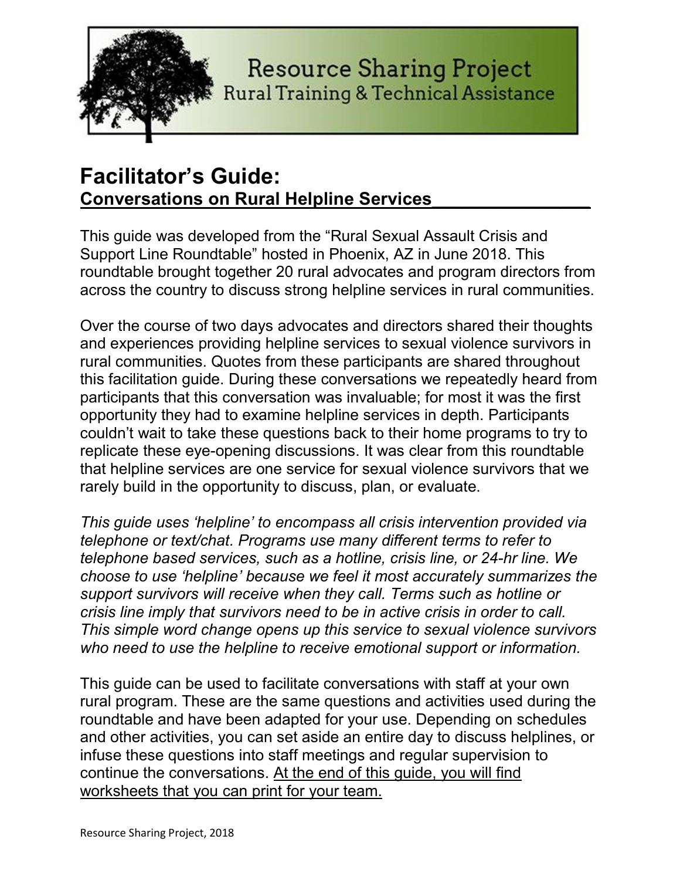Resource Sharing Project
Rural Training & Technical Assistance

# Facilitator's Guide:
## Conversations on Rural Helpline Services

This guide was developed from the "Rural Sexual Assault Crisis and Support Line Roundtable" hosted in Phoenix, AZ in June 2018. This roundtable brought together 20 rural advocates and program directors from across the country to discuss strong helpline services in rural communities.

Over the course of two days advocates and directors shared their thoughts and experiences providing helpline services to sexual violence survivors in rural communities. Quotes from these participants are shared throughout this facilitation guide. During these conversations we repeatedly heard from participants that this conversation was invaluable; for most it was the first opportunity they had to examine helpline services in depth. Participants couldn't wait to take these questions back to their home programs to try to replicate these eye-opening discussions. It was clear from this roundtable that helpline services are one service for sexual violence survivors that we rarely build in the opportunity to discuss, plan, or evaluate.

*This guide uses 'helpline' to encompass all crisis intervention provided via telephone or text/chat. Programs use many different terms to refer to telephone based services, such as a hotline, crisis line, or 24-hr line. We choose to use 'helpline' because we feel it most accurately summarizes the support survivors will receive when they call. Terms such as hotline or crisis line imply that survivors need to be in active crisis in order to call. This simple word change opens up this service to sexual violence survivors who need to use the helpline to receive emotional support or information.*

This guide can be used to facilitate conversations with staff at your own rural program. These are the same questions and activities used during the roundtable and have been adapted for your use. Depending on schedules and other activities, you can set aside an entire day to discuss helplines, or infuse these questions into staff meetings and regular supervision to continue the conversations. At the end of this guide, you will find worksheets that you can print for your team.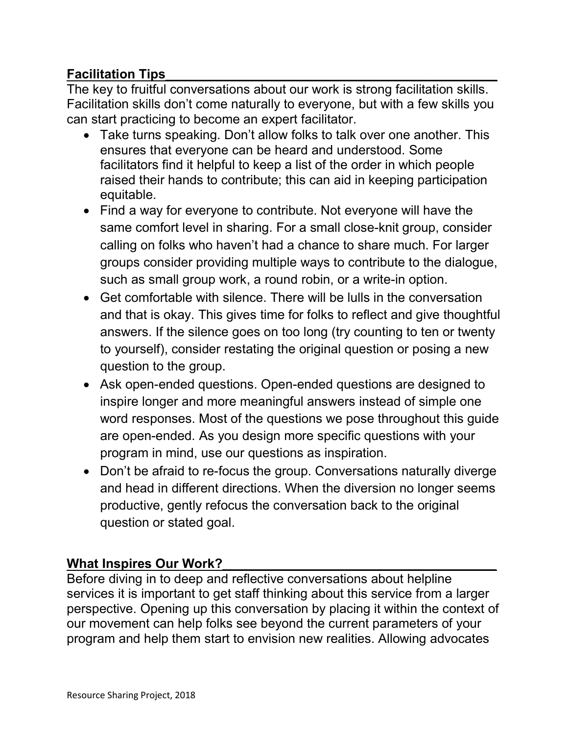## Facilitation Tips

The key to fruitful conversations about our work is strong facilitation skills. Facilitation skills don't come naturally to everyone, but with a few skills you can start practicing to become an expert facilitator.

- Take turns speaking. Don't allow folks to talk over one another. This ensures that everyone can be heard and understood. Some facilitators find it helpful to keep a list of the order in which people raised their hands to contribute; this can aid in keeping participation equitable.
- Find a way for everyone to contribute. Not everyone will have the same comfort level in sharing. For a small close-knit group, consider calling on folks who haven't had a chance to share much. For larger groups consider providing multiple ways to contribute to the dialogue, such as small group work, a round robin, or a write-in option.
- Get comfortable with silence. There will be lulls in the conversation and that is okay. This gives time for folks to reflect and give thoughtful answers. If the silence goes on too long (try counting to ten or twenty to yourself), consider restating the original question or posing a new question to the group.
- Ask open-ended questions. Open-ended questions are designed to inspire longer and more meaningful answers instead of simple one word responses. Most of the questions we pose throughout this guide are open-ended. As you design more specific questions with your program in mind, use our questions as inspiration.
- Don't be afraid to re-focus the group. Conversations naturally diverge and head in different directions. When the diversion no longer seems productive, gently refocus the conversation back to the original question or stated goal.

## What Inspires Our Work?

Before diving in to deep and reflective conversations about helpline services it is important to get staff thinking about this service from a larger perspective. Opening up this conversation by placing it within the context of our movement can help folks see beyond the current parameters of your program and help them start to envision new realities. Allowing advocates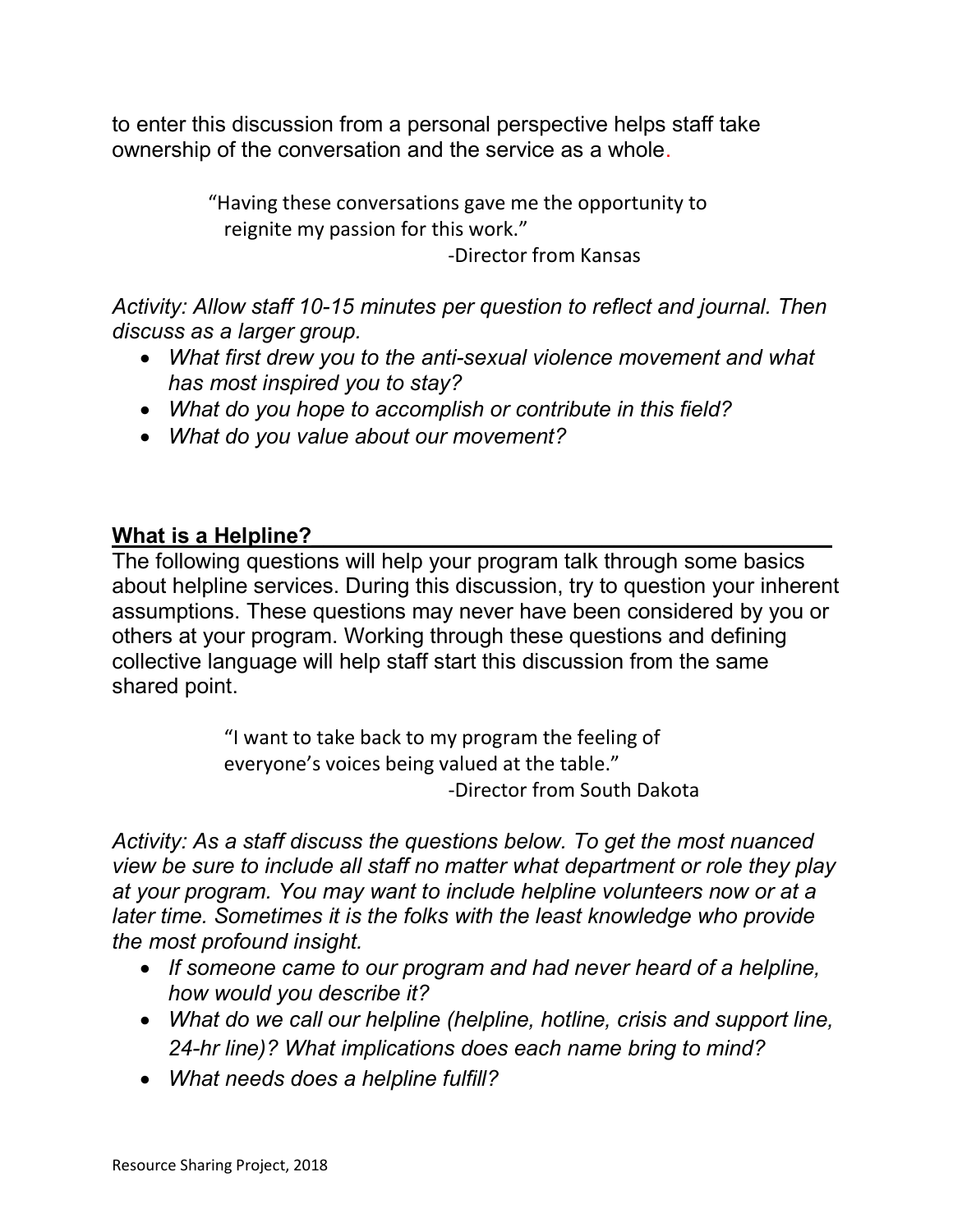to enter this discussion from a personal perspective helps staff take ownership of the conversation and the service as a whole.

> "Having these conversations gave me the opportunity to reignite my passion for this work."
>
> -Director from Kansas

*Activity: Allow staff 10-15 minutes per question to reflect and journal. Then discuss as a larger group.*

- *What first drew you to the anti-sexual violence movement and what has most inspired you to stay?*
- *What do you hope to accomplish or contribute in this field?*
- *What do you value about our movement?*

## What is a Helpline?

The following questions will help your program talk through some basics about helpline services. During this discussion, try to question your inherent assumptions. These questions may never have been considered by you or others at your program. Working through these questions and defining collective language will help staff start this discussion from the same shared point.

> "I want to take back to my program the feeling of everyone's voices being valued at the table."
>
> -Director from South Dakota

*Activity: As a staff discuss the questions below. To get the most nuanced view be sure to include all staff no matter what department or role they play at your program. You may want to include helpline volunteers now or at a later time. Sometimes it is the folks with the least knowledge who provide the most profound insight.*

- *If someone came to our program and had never heard of a helpline, how would you describe it?*
- *What do we call our helpline (helpline, hotline, crisis and support line, 24-hr line)? What implications does each name bring to mind?*
- *What needs does a helpline fulfill?*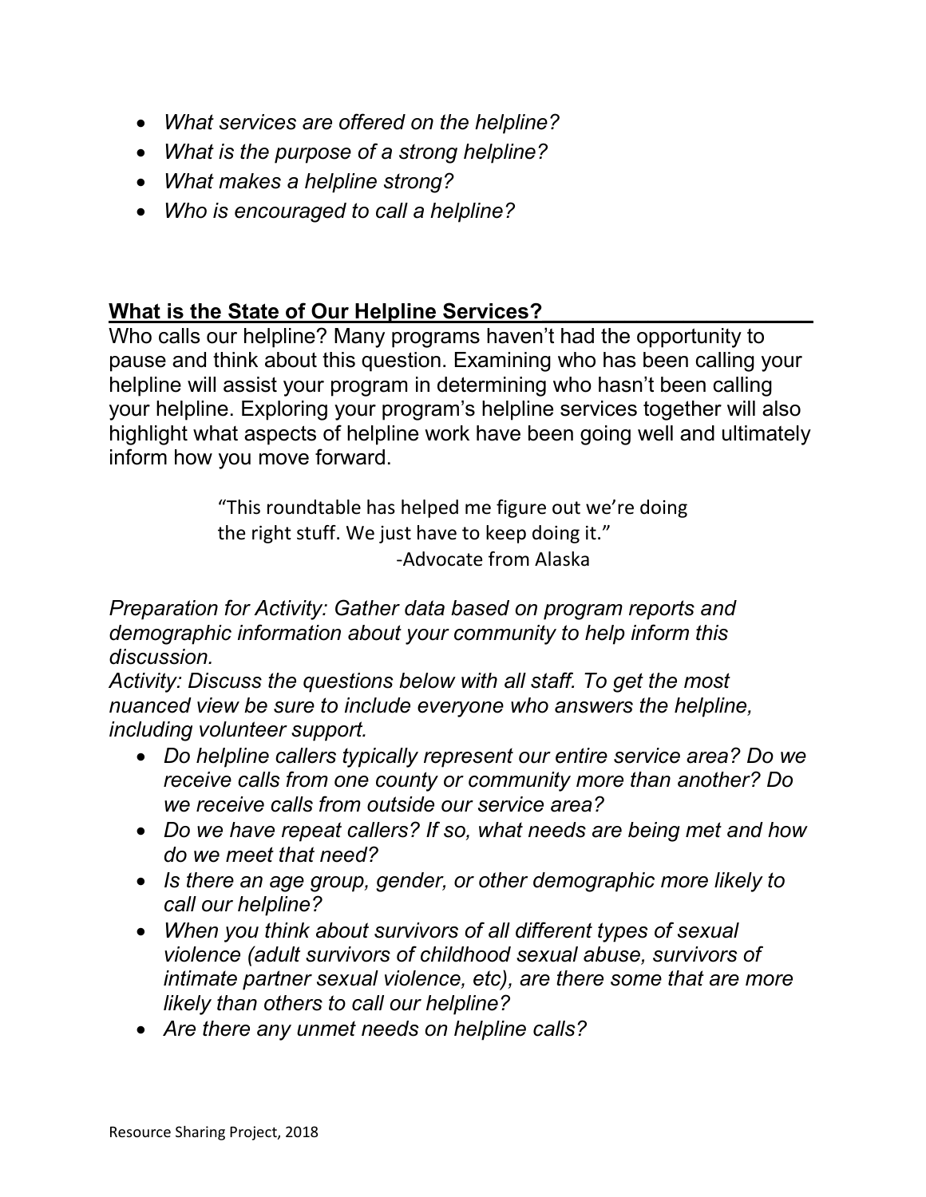- *What services are offered on the helpline?*
- *What is the purpose of a strong helpline?*
- *What makes a helpline strong?*
- *Who is encouraged to call a helpline?*

## What is the State of Our Helpline Services?

Who calls our helpline? Many programs haven't had the opportunity to pause and think about this question. Examining who has been calling your helpline will assist your program in determining who hasn't been calling your helpline. Exploring your program's helpline services together will also highlight what aspects of helpline work have been going well and ultimately inform how you move forward.

> "This roundtable has helped me figure out we're doing the right stuff. We just have to keep doing it."
>
> -Advocate from Alaska

*Preparation for Activity: Gather data based on program reports and demographic information about your community to help inform this discussion.*

*Activity: Discuss the questions below with all staff. To get the most nuanced view be sure to include everyone who answers the helpline, including volunteer support.*

- *Do helpline callers typically represent our entire service area? Do we receive calls from one county or community more than another? Do we receive calls from outside our service area?*
- *Do we have repeat callers? If so, what needs are being met and how do we meet that need?*
- *Is there an age group, gender, or other demographic more likely to call our helpline?*
- *When you think about survivors of all different types of sexual violence (adult survivors of childhood sexual abuse, survivors of intimate partner sexual violence, etc), are there some that are more likely than others to call our helpline?*
- *Are there any unmet needs on helpline calls?*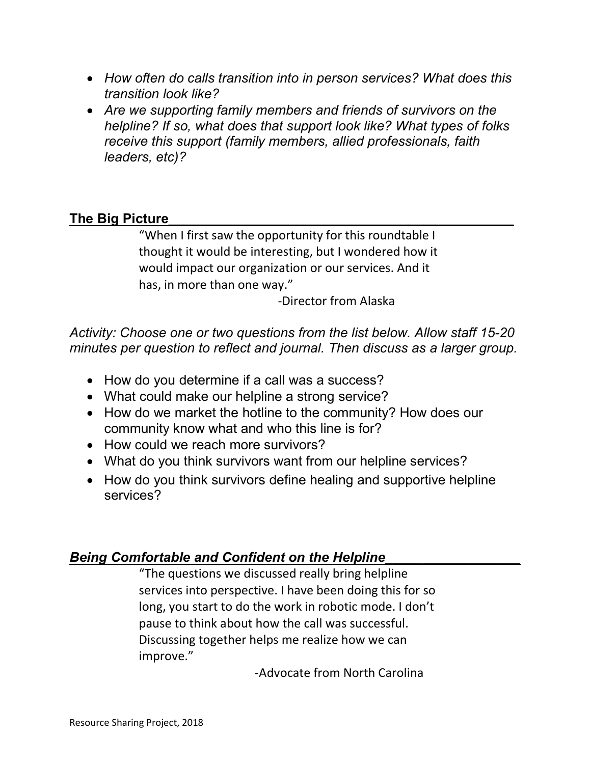- *How often do calls transition into in person services? What does this transition look like?*
- *Are we supporting family members and friends of survivors on the helpline? If so, what does that support look like? What types of folks receive this support (family members, allied professionals, faith leaders, etc)?*

## The Big Picture

> "When I first saw the opportunity for this roundtable I thought it would be interesting, but I wondered how it would impact our organization or our services. And it has, in more than one way."
>
> -Director from Alaska

*Activity: Choose one or two questions from the list below. Allow staff 15-20 minutes per question to reflect and journal. Then discuss as a larger group.*

- How do you determine if a call was a success?
- What could make our helpline a strong service?
- How do we market the hotline to the community? How does our community know what and who this line is for?
- How could we reach more survivors?
- What do you think survivors want from our helpline services?
- How do you think survivors define healing and supportive helpline services?

## *Being Comfortable and Confident on the Helpline*

> "The questions we discussed really bring helpline services into perspective. I have been doing this for so long, you start to do the work in robotic mode. I don't pause to think about how the call was successful. Discussing together helps me realize how we can improve."
>
> -Advocate from North Carolina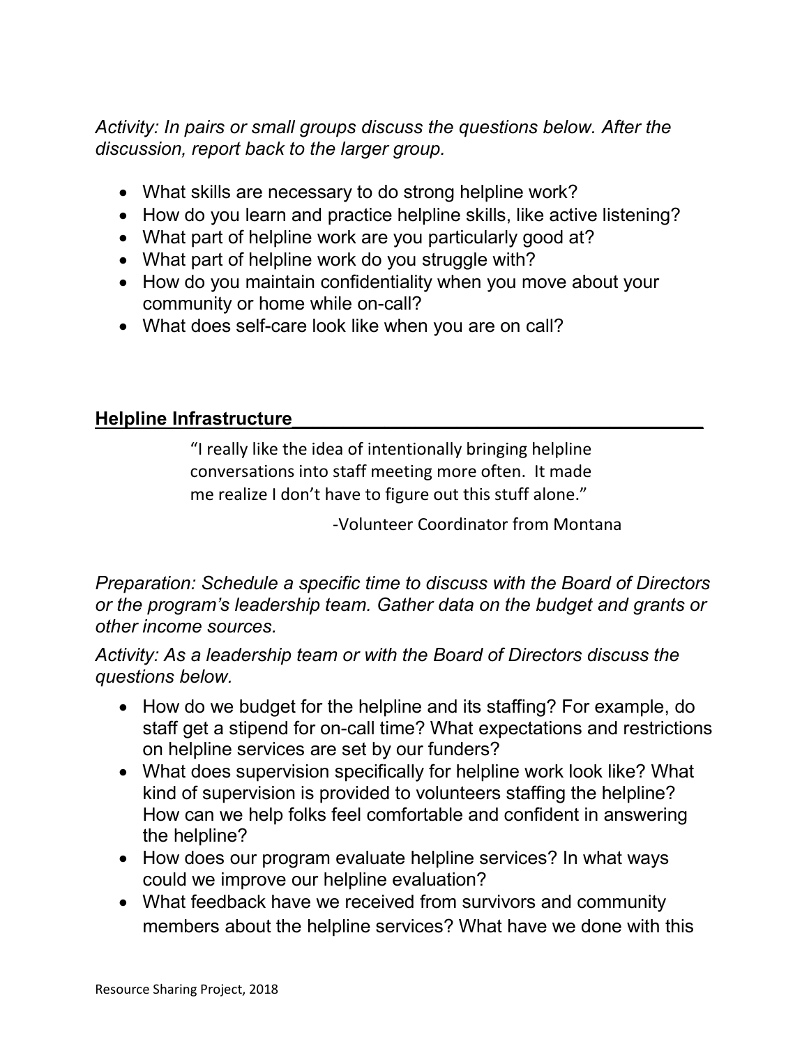*Activity: In pairs or small groups discuss the questions below. After the discussion, report back to the larger group.*

- What skills are necessary to do strong helpline work?
- How do you learn and practice helpline skills, like active listening?
- What part of helpline work are you particularly good at?
- What part of helpline work do you struggle with?
- How do you maintain confidentiality when you move about your community or home while on-call?
- What does self-care look like when you are on call?

## Helpline Infrastructure

> "I really like the idea of intentionally bringing helpline conversations into staff meeting more often. It made me realize I don't have to figure out this stuff alone."
>
> -Volunteer Coordinator from Montana

*Preparation: Schedule a specific time to discuss with the Board of Directors or the program's leadership team. Gather data on the budget and grants or other income sources.*

*Activity: As a leadership team or with the Board of Directors discuss the questions below.*

- How do we budget for the helpline and its staffing? For example, do staff get a stipend for on-call time? What expectations and restrictions on helpline services are set by our funders?
- What does supervision specifically for helpline work look like? What kind of supervision is provided to volunteers staffing the helpline? How can we help folks feel comfortable and confident in answering the helpline?
- How does our program evaluate helpline services? In what ways could we improve our helpline evaluation?
- What feedback have we received from survivors and community members about the helpline services? What have we done with this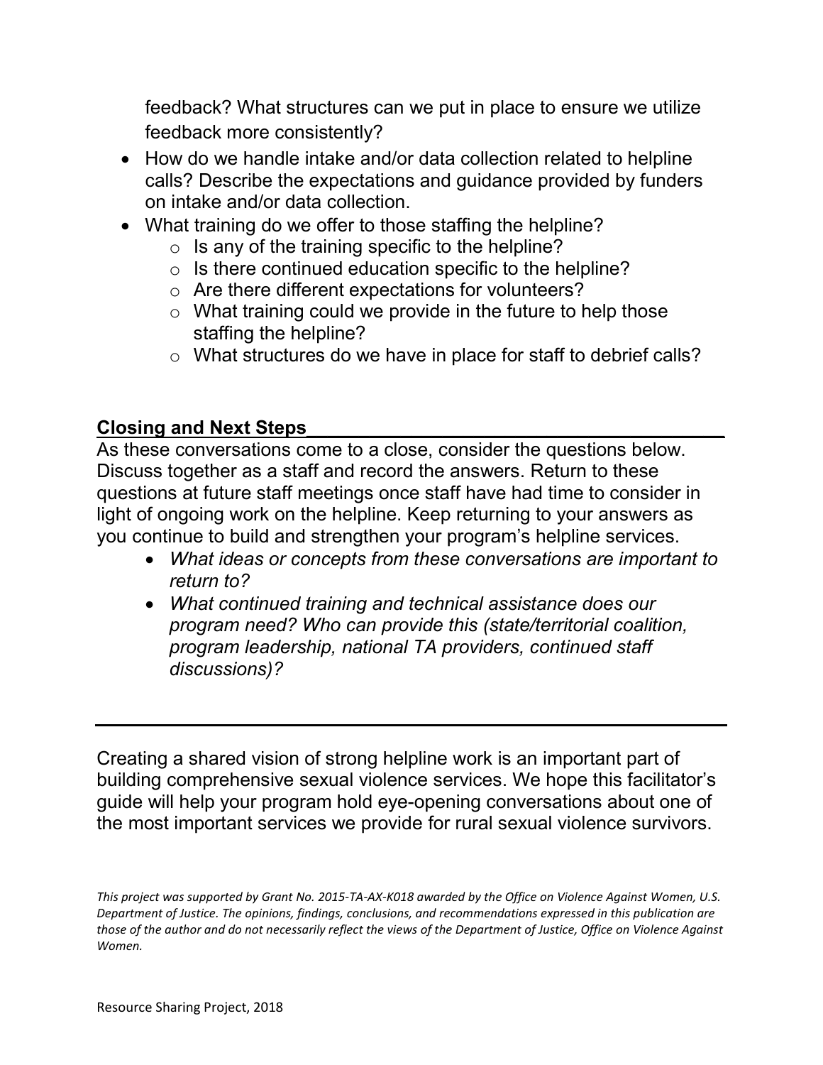feedback? What structures can we put in place to ensure we utilize feedback more consistently?

- How do we handle intake and/or data collection related to helpline calls? Describe the expectations and guidance provided by funders on intake and/or data collection.
- What training do we offer to those staffing the helpline?
  - Is any of the training specific to the helpline?
  - Is there continued education specific to the helpline?
  - Are there different expectations for volunteers?
  - What training could we provide in the future to help those staffing the helpline?
  - What structures do we have in place for staff to debrief calls?

## Closing and Next Steps

As these conversations come to a close, consider the questions below. Discuss together as a staff and record the answers. Return to these questions at future staff meetings once staff have had time to consider in light of ongoing work on the helpline. Keep returning to your answers as you continue to build and strengthen your program's helpline services.

- *What ideas or concepts from these conversations are important to return to?*
- *What continued training and technical assistance does our program need? Who can provide this (state/territorial coalition, program leadership, national TA providers, continued staff discussions)?*

---

Creating a shared vision of strong helpline work is an important part of building comprehensive sexual violence services. We hope this facilitator's guide will help your program hold eye-opening conversations about one of the most important services we provide for rural sexual violence survivors.

*This project was supported by Grant No. 2015-TA-AX-K018 awarded by the Office on Violence Against Women, U.S. Department of Justice. The opinions, findings, conclusions, and recommendations expressed in this publication are those of the author and do not necessarily reflect the views of the Department of Justice, Office on Violence Against Women.*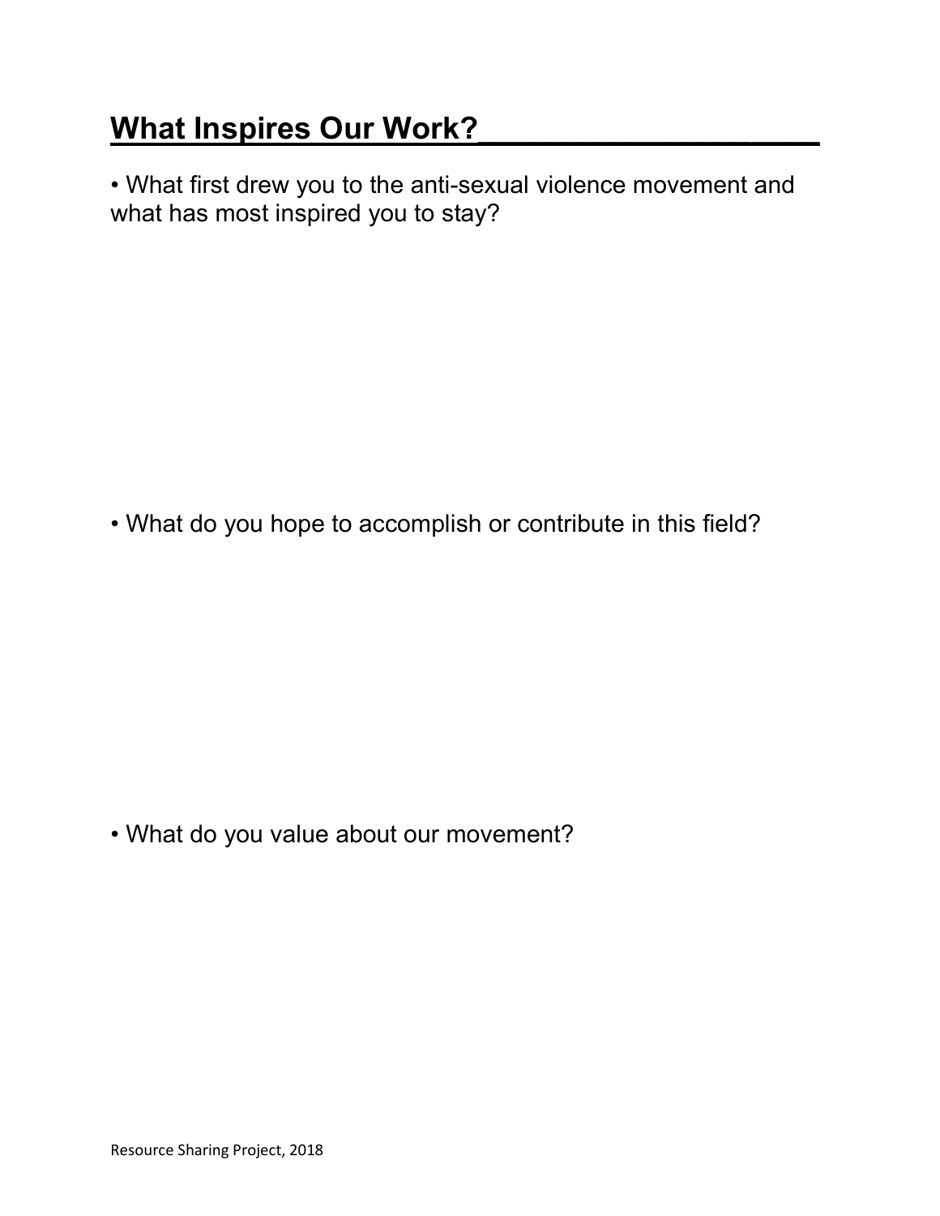# What Inspires Our Work?

- What first drew you to the anti-sexual violence movement and what has most inspired you to stay?

- What do you hope to accomplish or contribute in this field?

- What do you value about our movement?

Resource Sharing Project, 2018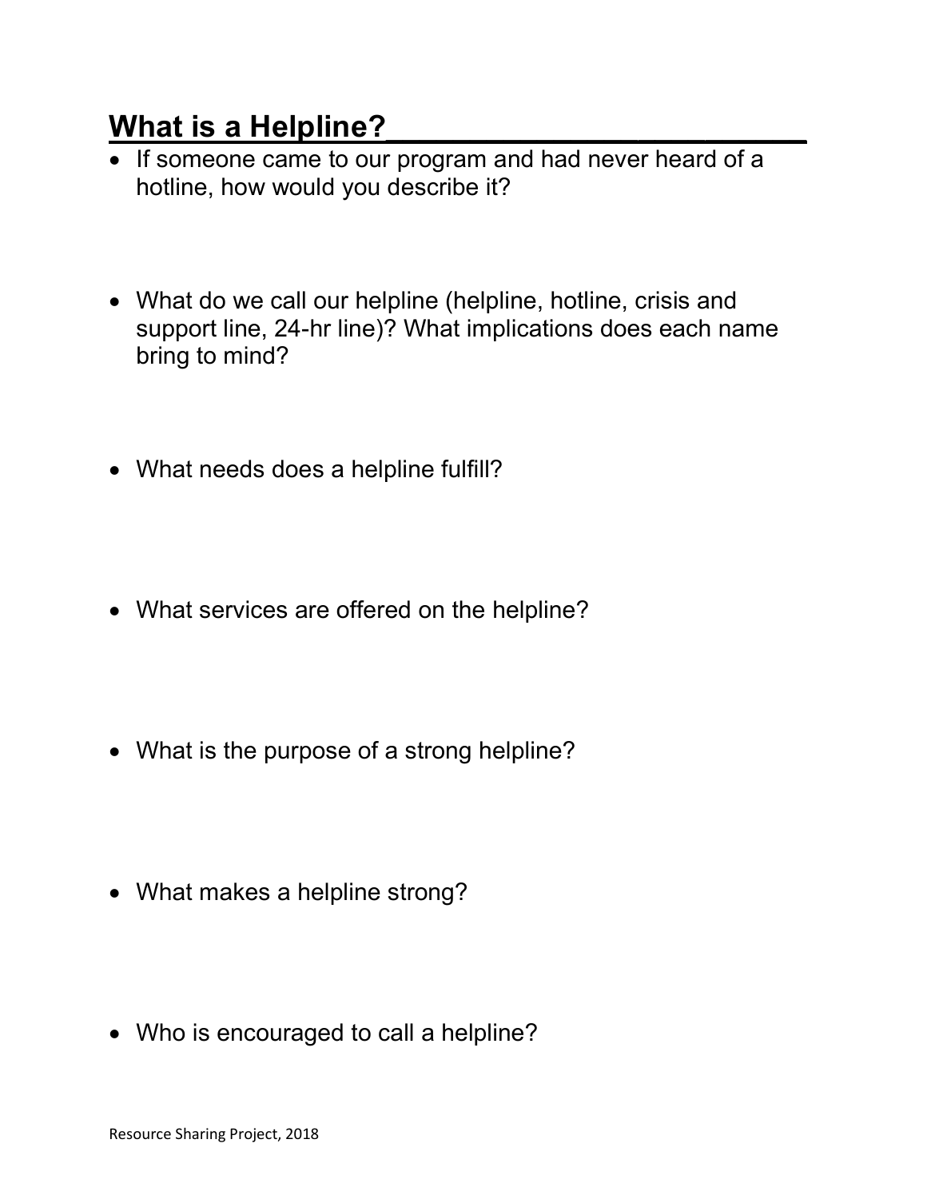## What is a Helpline?

- If someone came to our program and had never heard of a hotline, how would you describe it?
- What do we call our helpline (helpline, hotline, crisis and support line, 24-hr line)? What implications does each name bring to mind?
- What needs does a helpline fulfill?
- What services are offered on the helpline?
- What is the purpose of a strong helpline?
- What makes a helpline strong?
- Who is encouraged to call a helpline?

Resource Sharing Project, 2018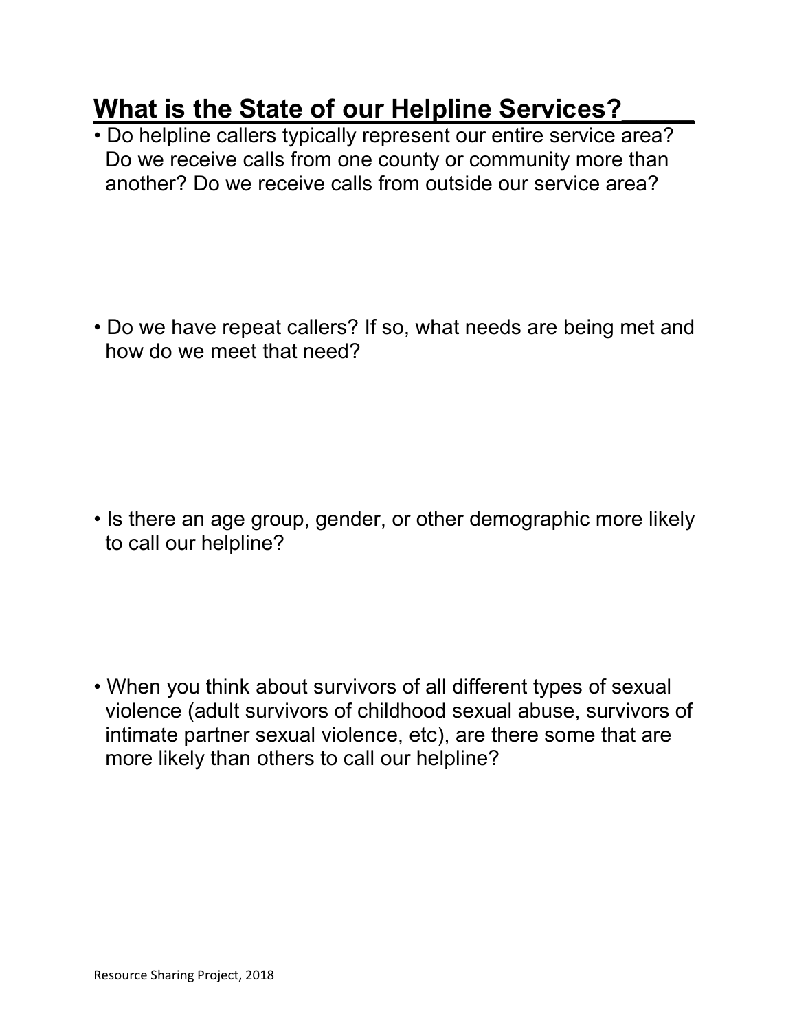## What is the State of our Helpline Services?_____

- Do helpline callers typically represent our entire service area? Do we receive calls from one county or community more than another? Do we receive calls from outside our service area?

- Do we have repeat callers? If so, what needs are being met and how do we meet that need?

- Is there an age group, gender, or other demographic more likely to call our helpline?

- When you think about survivors of all different types of sexual violence (adult survivors of childhood sexual abuse, survivors of intimate partner sexual violence, etc), are there some that are more likely than others to call our helpline?

Resource Sharing Project, 2018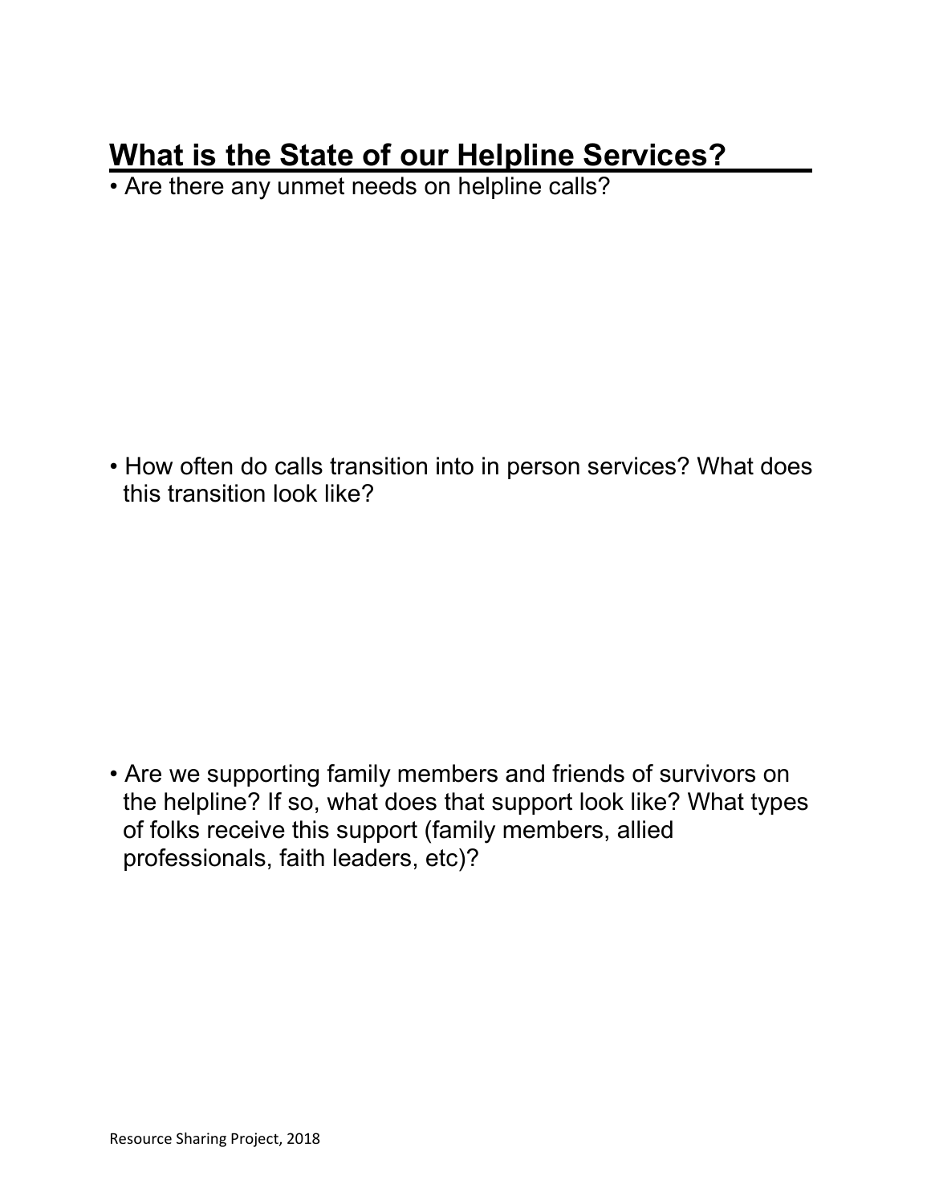## What is the State of our Helpline Services?

- Are there any unmet needs on helpline calls?

- How often do calls transition into in person services? What does this transition look like?

- Are we supporting family members and friends of survivors on the helpline? If so, what does that support look like? What types of folks receive this support (family members, allied professionals, faith leaders, etc)?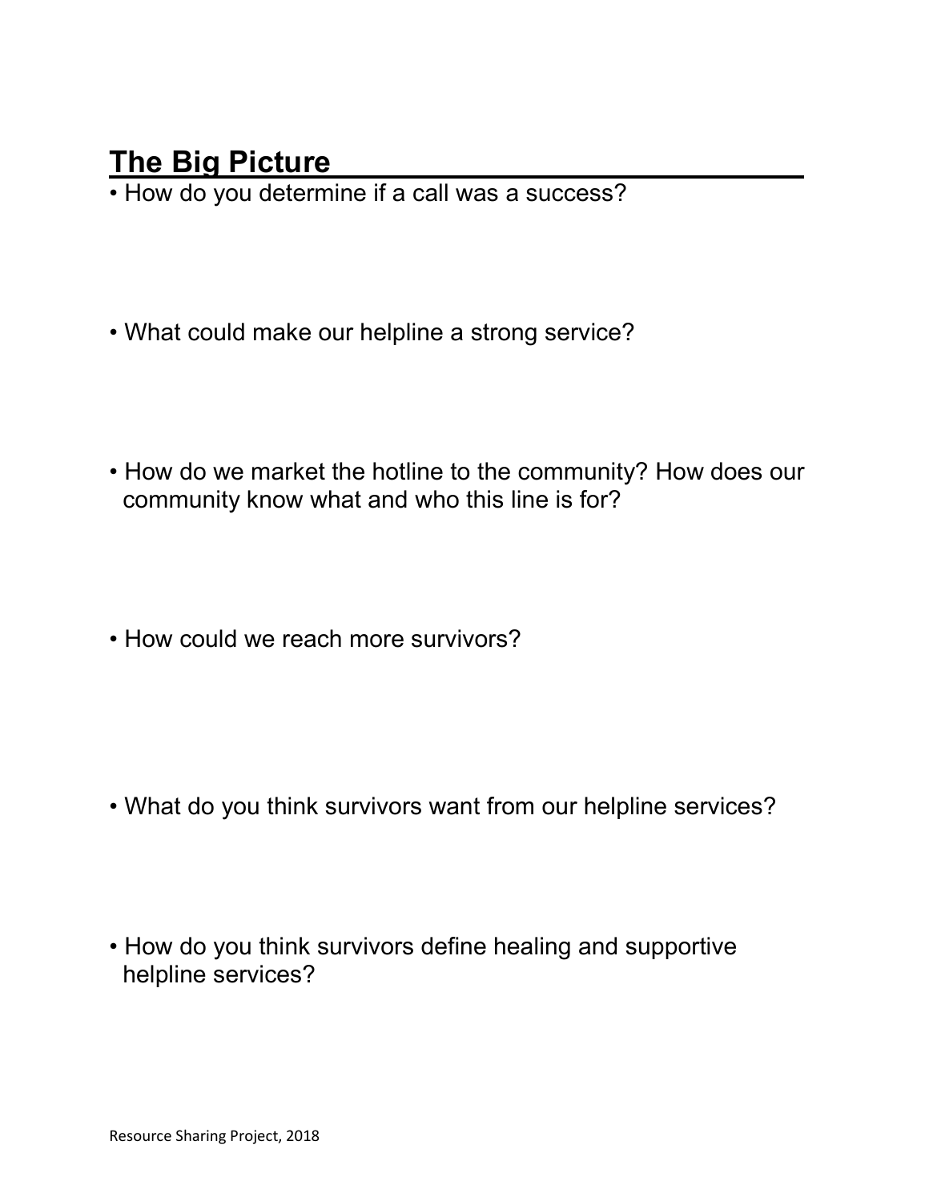## The Big Picture

- How do you determine if a call was a success?

- What could make our helpline a strong service?

- How do we market the hotline to the community? How does our community know what and who this line is for?

- How could we reach more survivors?

- What do you think survivors want from our helpline services?

- How do you think survivors define healing and supportive helpline services?

Resource Sharing Project, 2018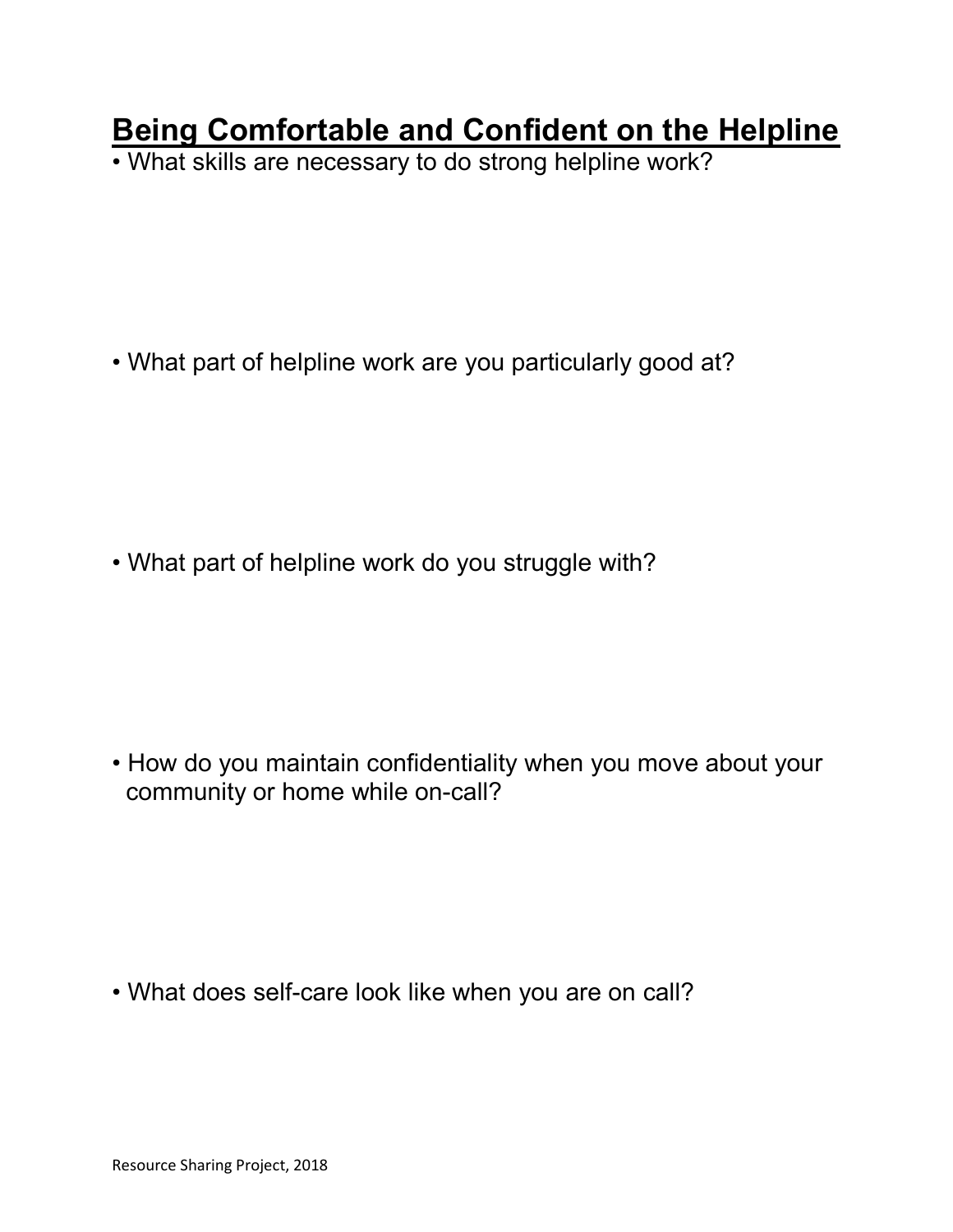# **Being Comfortable and Confident on the Helpline**

- What skills are necessary to do strong helpline work?

- What part of helpline work are you particularly good at?

- What part of helpline work do you struggle with?

- How do you maintain confidentiality when you move about your community or home while on-call?

- What does self-care look like when you are on call?

Resource Sharing Project, 2018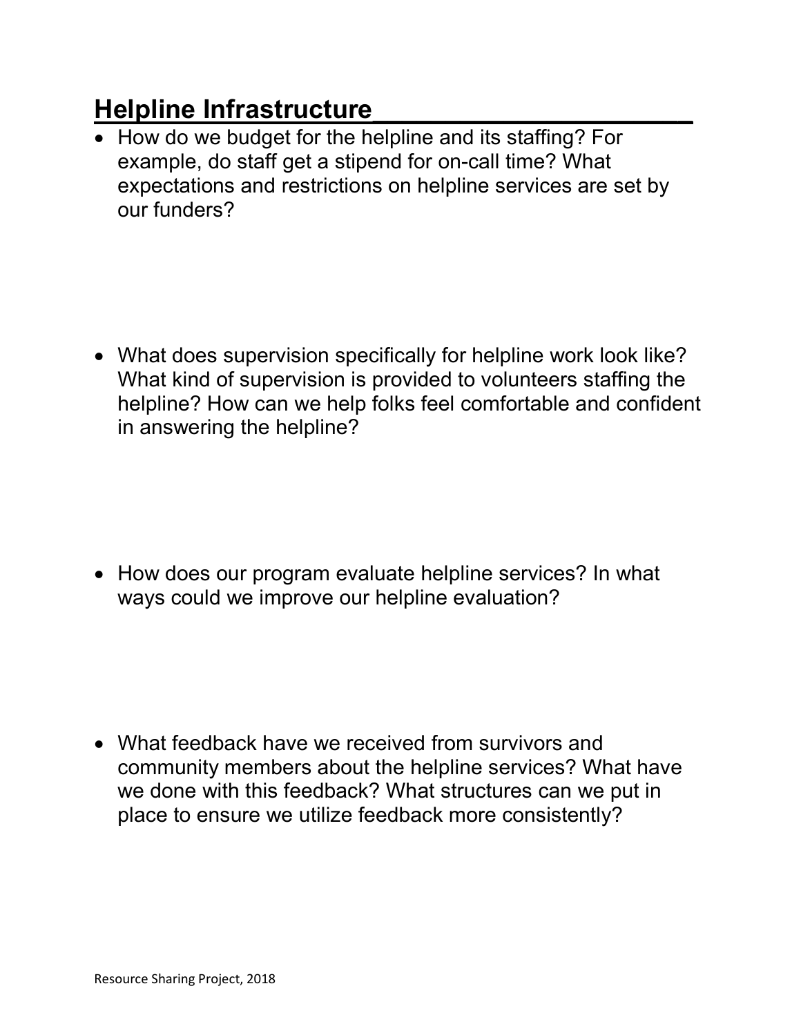## Helpline Infrastructure

- How do we budget for the helpline and its staffing? For example, do staff get a stipend for on-call time? What expectations and restrictions on helpline services are set by our funders?

- What does supervision specifically for helpline work look like? What kind of supervision is provided to volunteers staffing the helpline? How can we help folks feel comfortable and confident in answering the helpline?

- How does our program evaluate helpline services? In what ways could we improve our helpline evaluation?

- What feedback have we received from survivors and community members about the helpline services? What have we done with this feedback? What structures can we put in place to ensure we utilize feedback more consistently?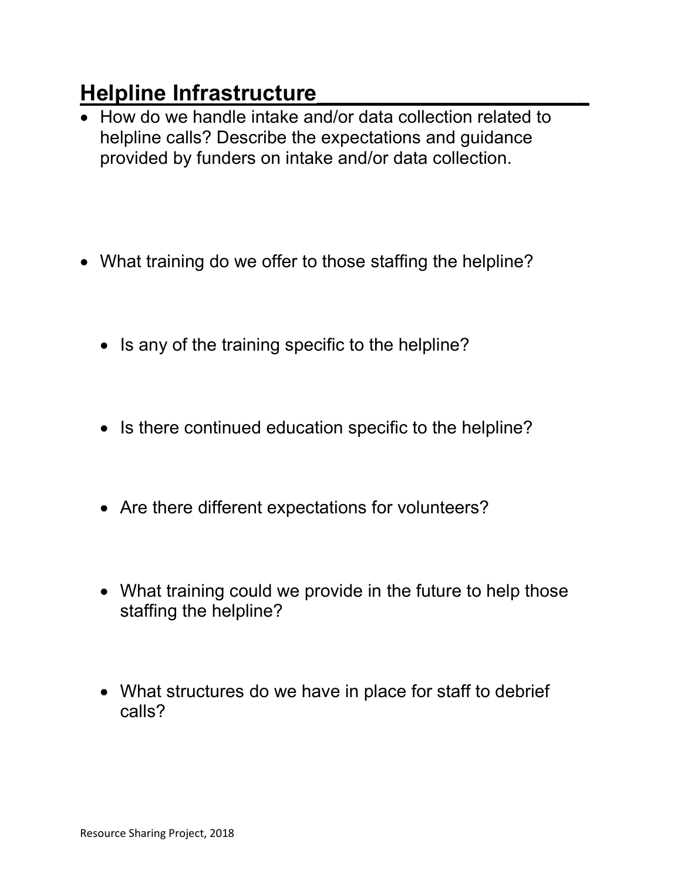## Helpline Infrastructure

- How do we handle intake and/or data collection related to helpline calls? Describe the expectations and guidance provided by funders on intake and/or data collection.

- What training do we offer to those staffing the helpline?

  - Is any of the training specific to the helpline?

  - Is there continued education specific to the helpline?

  - Are there different expectations for volunteers?

  - What training could we provide in the future to help those staffing the helpline?

  - What structures do we have in place for staff to debrief calls?

Resource Sharing Project, 2018